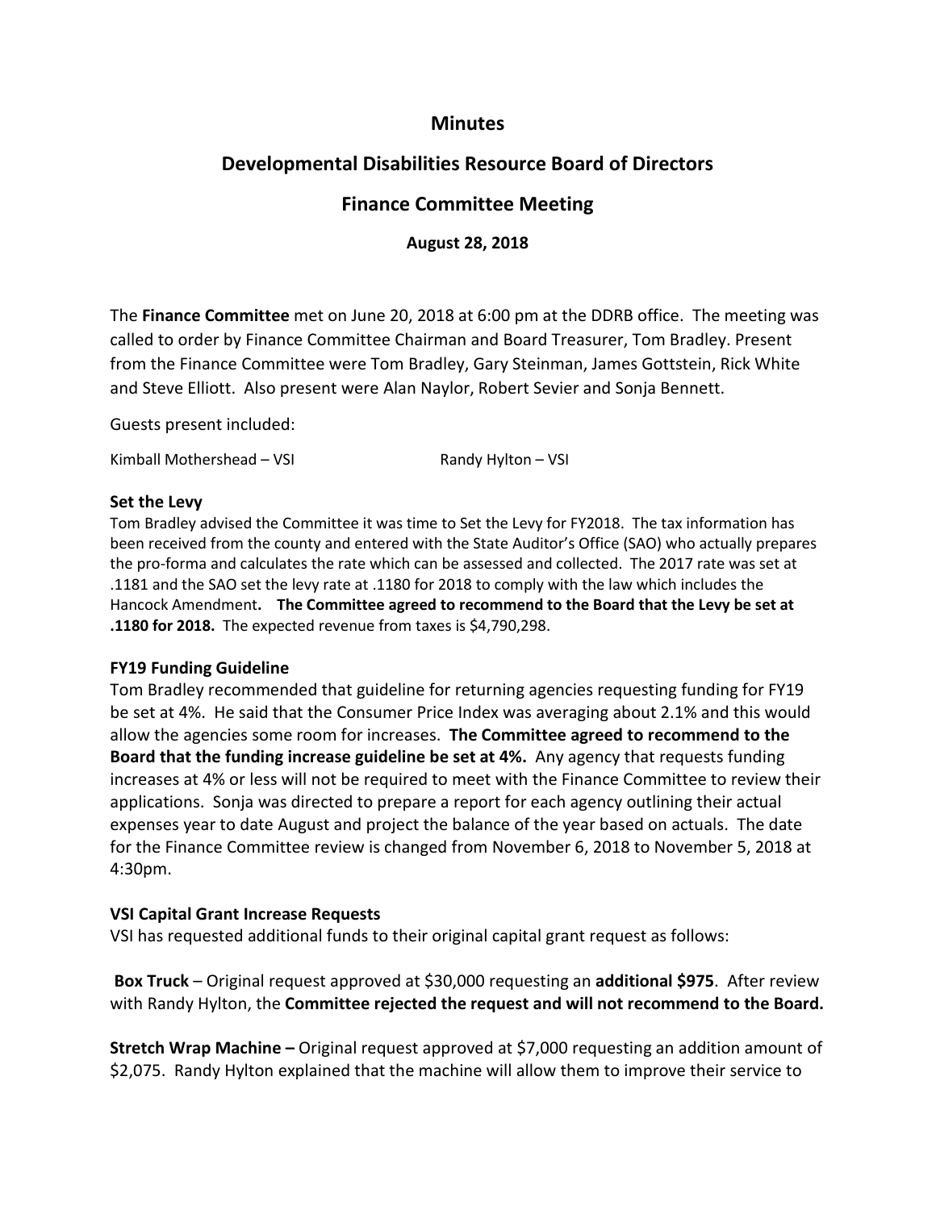# Minutes

## Developmental Disabilities Resource Board of Directors

## Finance Committee Meeting

**August 28, 2018**

The **Finance Committee** met on June 20, 2018 at 6:00 pm at the DDRB office. The meeting was called to order by Finance Committee Chairman and Board Treasurer, Tom Bradley. Present from the Finance Committee were Tom Bradley, Gary Steinman, James Gottstein, Rick White and Steve Elliott. Also present were Alan Naylor, Robert Sevier and Sonja Bennett.

Guests present included:

Kimball Mothershead – VSI Randy Hylton – VSI

### Set the Levy

Tom Bradley advised the Committee it was time to Set the Levy for FY2018. The tax information has been received from the county and entered with the State Auditor's Office (SAO) who actually prepares the pro-forma and calculates the rate which can be assessed and collected. The 2017 rate was set at .1181 and the SAO set the levy rate at .1180 for 2018 to comply with the law which includes the Hancock Amendment**. The Committee agreed to recommend to the Board that the Levy be set at .1180 for 2018.** The expected revenue from taxes is $4,790,298.

### FY19 Funding Guideline

Tom Bradley recommended that guideline for returning agencies requesting funding for FY19 be set at 4%. He said that the Consumer Price Index was averaging about 2.1% and this would allow the agencies some room for increases. **The Committee agreed to recommend to the Board that the funding increase guideline be set at 4%.** Any agency that requests funding increases at 4% or less will not be required to meet with the Finance Committee to review their applications. Sonja was directed to prepare a report for each agency outlining their actual expenses year to date August and project the balance of the year based on actuals. The date for the Finance Committee review is changed from November 6, 2018 to November 5, 2018 at 4:30pm.

### VSI Capital Grant Increase Requests

VSI has requested additional funds to their original capital grant request as follows:

**Box Truck** – Original request approved at $30,000 requesting an **additional $975**. After review with Randy Hylton, the **Committee rejected the request and will not recommend to the Board.**

**Stretch Wrap Machine –** Original request approved at $7,000 requesting an addition amount of $2,075. Randy Hylton explained that the machine will allow them to improve their service to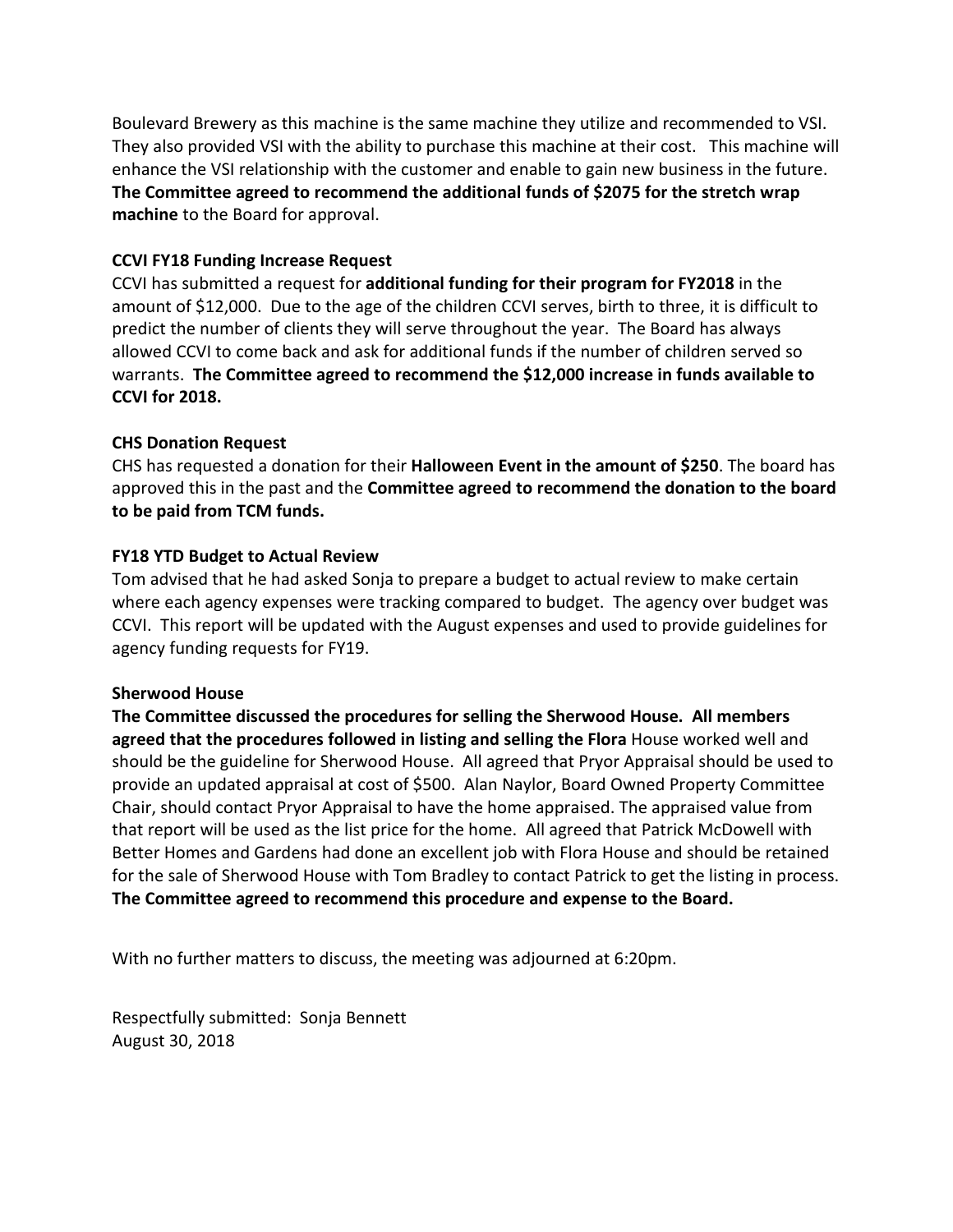Boulevard Brewery as this machine is the same machine they utilize and recommended to VSI. They also provided VSI with the ability to purchase this machine at their cost. This machine will enhance the VSI relationship with the customer and enable to gain new business in the future. **The Committee agreed to recommend the additional funds of $2075 for the stretch wrap machine** to the Board for approval.

**CCVI FY18 Funding Increase Request**

CCVI has submitted a request for **additional funding for their program for FY2018** in the amount of $12,000. Due to the age of the children CCVI serves, birth to three, it is difficult to predict the number of clients they will serve throughout the year. The Board has always allowed CCVI to come back and ask for additional funds if the number of children served so warrants. **The Committee agreed to recommend the $12,000 increase in funds available to CCVI for 2018.**

**CHS Donation Request**

CHS has requested a donation for their **Halloween Event in the amount of $250**. The board has approved this in the past and the **Committee agreed to recommend the donation to the board to be paid from TCM funds.**

**FY18 YTD Budget to Actual Review**

Tom advised that he had asked Sonja to prepare a budget to actual review to make certain where each agency expenses were tracking compared to budget. The agency over budget was CCVI. This report will be updated with the August expenses and used to provide guidelines for agency funding requests for FY19.

**Sherwood House**

**The Committee discussed the procedures for selling the Sherwood House. All members agreed that the procedures followed in listing and selling the Flora** House worked well and should be the guideline for Sherwood House. All agreed that Pryor Appraisal should be used to provide an updated appraisal at cost of $500. Alan Naylor, Board Owned Property Committee Chair, should contact Pryor Appraisal to have the home appraised. The appraised value from that report will be used as the list price for the home. All agreed that Patrick McDowell with Better Homes and Gardens had done an excellent job with Flora House and should be retained for the sale of Sherwood House with Tom Bradley to contact Patrick to get the listing in process. **The Committee agreed to recommend this procedure and expense to the Board.**

With no further matters to discuss, the meeting was adjourned at 6:20pm.

Respectfully submitted: Sonja Bennett
August 30, 2018